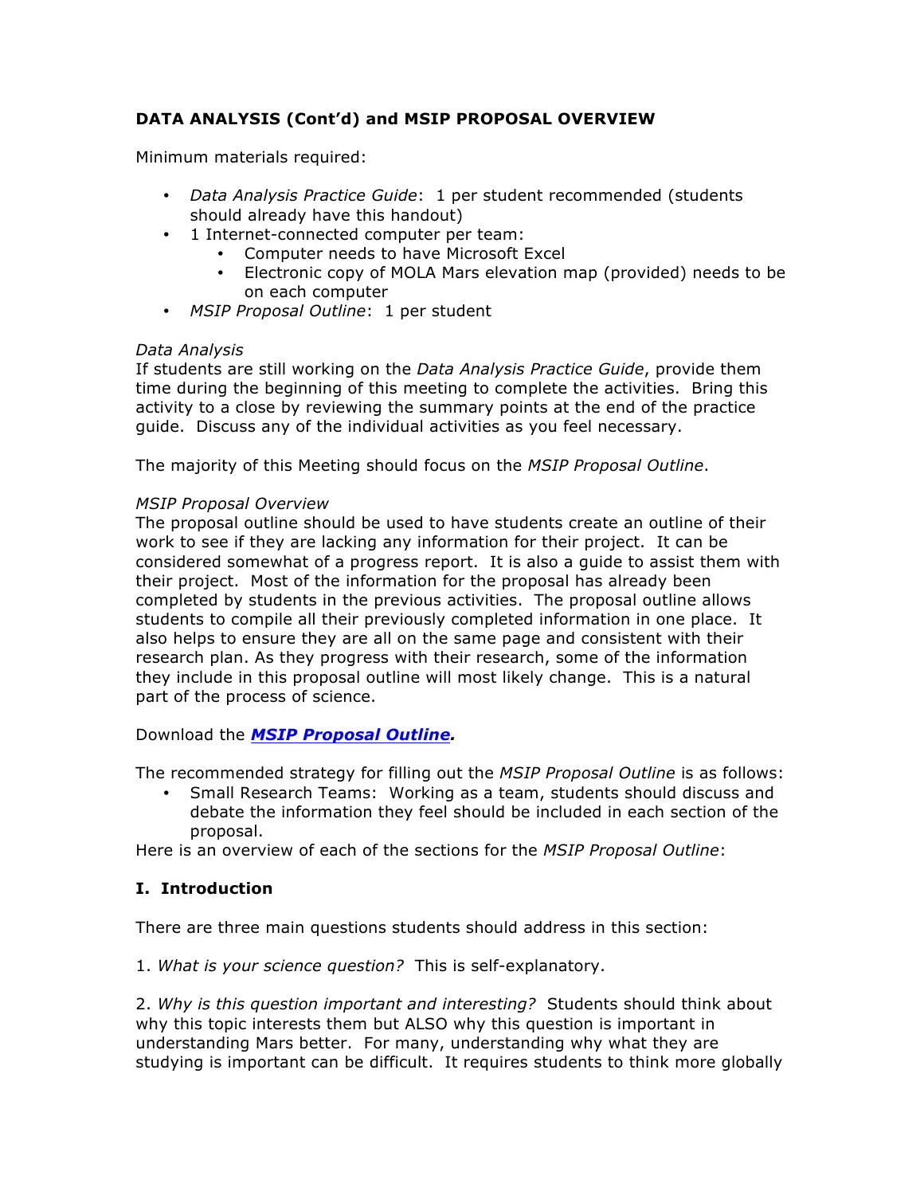**DATA ANALYSIS (Cont'd) and MSIP PROPOSAL OVERVIEW**

Minimum materials required:

- *Data Analysis Practice Guide*: 1 per student recommended (students should already have this handout)
- 1 Internet-connected computer per team:
  - Computer needs to have Microsoft Excel
  - Electronic copy of MOLA Mars elevation map (provided) needs to be on each computer
- *MSIP Proposal Outline*: 1 per student

*Data Analysis*

If students are still working on the *Data Analysis Practice Guide*, provide them time during the beginning of this meeting to complete the activities. Bring this activity to a close by reviewing the summary points at the end of the practice guide. Discuss any of the individual activities as you feel necessary.

The majority of this Meeting should focus on the *MSIP Proposal Outline*.

*MSIP Proposal Overview*

The proposal outline should be used to have students create an outline of their work to see if they are lacking any information for their project. It can be considered somewhat of a progress report. It is also a guide to assist them with their project. Most of the information for the proposal has already been completed by students in the previous activities. The proposal outline allows students to compile all their previously completed information in one place. It also helps to ensure they are all on the same page and consistent with their research plan. As they progress with their research, some of the information they include in this proposal outline will most likely change. This is a natural part of the process of science.

Download the ***MSIP Proposal Outline*.**

The recommended strategy for filling out the *MSIP Proposal Outline* is as follows:

- Small Research Teams: Working as a team, students should discuss and debate the information they feel should be included in each section of the proposal.

Here is an overview of each of the sections for the *MSIP Proposal Outline*:

## I. Introduction

There are three main questions students should address in this section:

1. *What is your science question?* This is self-explanatory.

2. *Why is this question important and interesting?* Students should think about why this topic interests them but ALSO why this question is important in understanding Mars better. For many, understanding why what they are studying is important can be difficult. It requires students to think more globally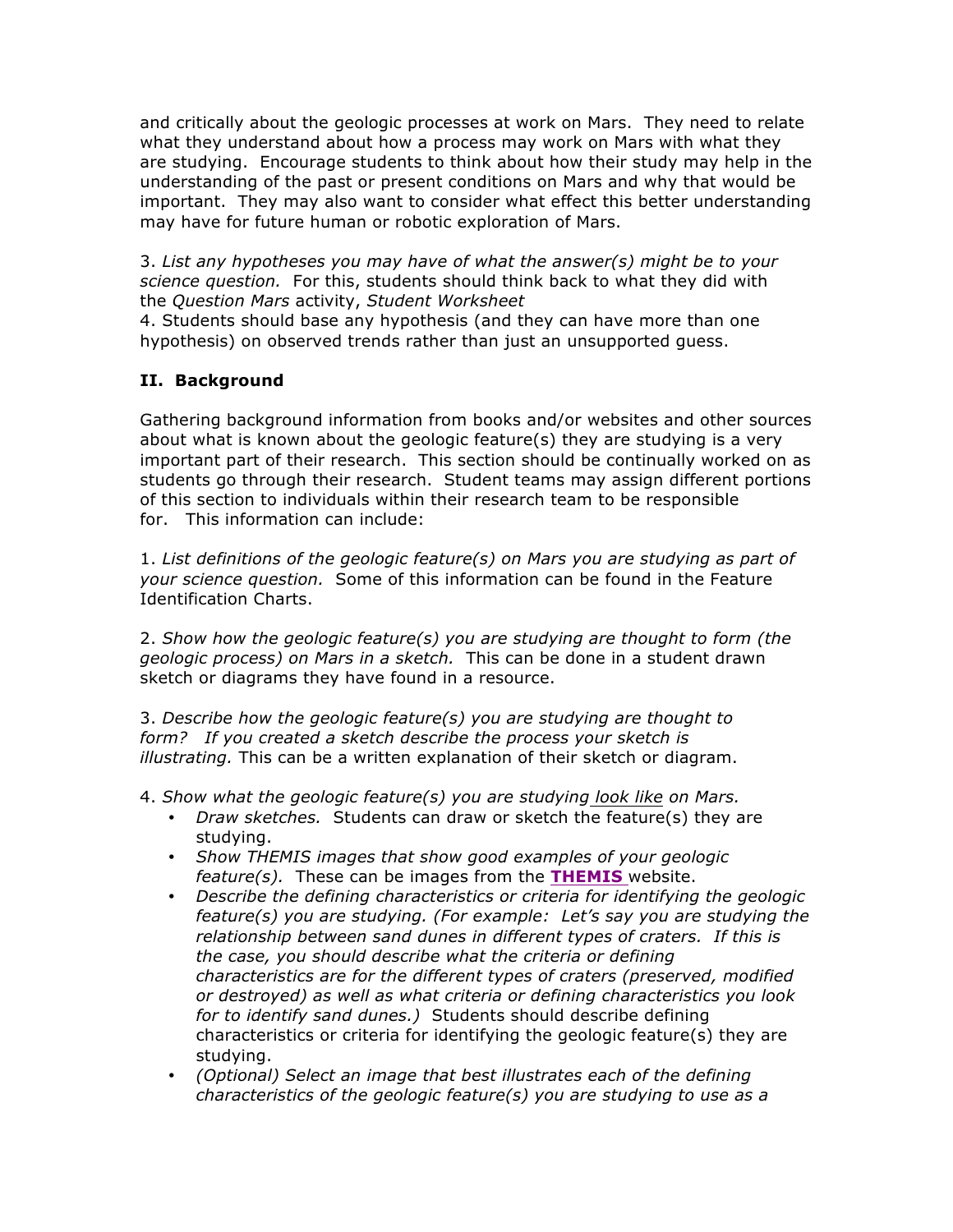and critically about the geologic processes at work on Mars. They need to relate what they understand about how a process may work on Mars with what they are studying. Encourage students to think about how their study may help in the understanding of the past or present conditions on Mars and why that would be important. They may also want to consider what effect this better understanding may have for future human or robotic exploration of Mars.

3. *List any hypotheses you may have of what the answer(s) might be to your science question.* For this, students should think back to what they did with the *Question Mars* activity, *Student Worksheet*
4. Students should base any hypothesis (and they can have more than one hypothesis) on observed trends rather than just an unsupported guess.

## II. Background

Gathering background information from books and/or websites and other sources about what is known about the geologic feature(s) they are studying is a very important part of their research. This section should be continually worked on as students go through their research. Student teams may assign different portions of this section to individuals within their research team to be responsible for. This information can include:

1. *List definitions of the geologic feature(s) on Mars you are studying as part of your science question.* Some of this information can be found in the Feature Identification Charts.

2. *Show how the geologic feature(s) you are studying are thought to form (the geologic process) on Mars in a sketch.* This can be done in a student drawn sketch or diagrams they have found in a resource.

3. *Describe how the geologic feature(s) you are studying are thought to form? If you created a sketch describe the process your sketch is illustrating.* This can be a written explanation of their sketch or diagram.

4. *Show what the geologic feature(s) you are studying look like on Mars.*
   - *Draw sketches.* Students can draw or sketch the feature(s) they are studying.
   - *Show THEMIS images that show good examples of your geologic feature(s).* These can be images from the **THEMIS** website.
   - *Describe the defining characteristics or criteria for identifying the geologic feature(s) you are studying. (For example: Let's say you are studying the relationship between sand dunes in different types of craters. If this is the case, you should describe what the criteria or defining characteristics are for the different types of craters (preserved, modified or destroyed) as well as what criteria or defining characteristics you look for to identify sand dunes.)* Students should describe defining characteristics or criteria for identifying the geologic feature(s) they are studying.
   - *(Optional) Select an image that best illustrates each of the defining characteristics of the geologic feature(s) you are studying to use as a*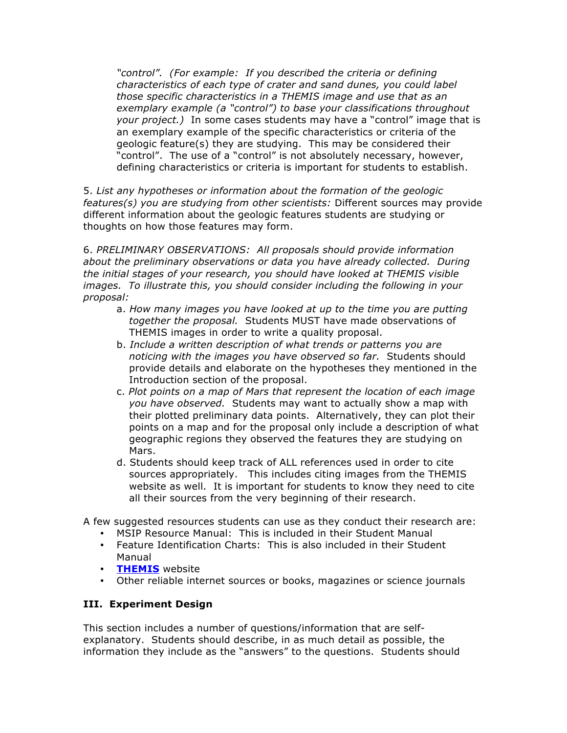*"control". (For example: If you described the criteria or defining characteristics of each type of crater and sand dunes, you could label those specific characteristics in a THEMIS image and use that as an exemplary example (a "control") to base your classifications throughout your project.)* In some cases students may have a "control" image that is an exemplary example of the specific characteristics or criteria of the geologic feature(s) they are studying. This may be considered their "control". The use of a "control" is not absolutely necessary, however, defining characteristics or criteria is important for students to establish.

5. *List any hypotheses or information about the formation of the geologic features(s) you are studying from other scientists:* Different sources may provide different information about the geologic features students are studying or thoughts on how those features may form.

6. *PRELIMINARY OBSERVATIONS: All proposals should provide information about the preliminary observations or data you have already collected. During the initial stages of your research, you should have looked at THEMIS visible images. To illustrate this, you should consider including the following in your proposal:*

   a. *How many images you have looked at up to the time you are putting together the proposal.* Students MUST have made observations of THEMIS images in order to write a quality proposal.
   b. *Include a written description of what trends or patterns you are noticing with the images you have observed so far.* Students should provide details and elaborate on the hypotheses they mentioned in the Introduction section of the proposal.
   c. *Plot points on a map of Mars that represent the location of each image you have observed.* Students may want to actually show a map with their plotted preliminary data points. Alternatively, they can plot their points on a map and for the proposal only include a description of what geographic regions they observed the features they are studying on Mars.
   d. Students should keep track of ALL references used in order to cite sources appropriately. This includes citing images from the THEMIS website as well. It is important for students to know they need to cite all their sources from the very beginning of their research.

A few suggested resources students can use as they conduct their research are:

- MSIP Resource Manual: This is included in their Student Manual
- Feature Identification Charts: This is also included in their Student Manual
- **THEMIS** website
- Other reliable internet sources or books, magazines or science journals

## III. Experiment Design

This section includes a number of questions/information that are self-explanatory. Students should describe, in as much detail as possible, the information they include as the "answers" to the questions. Students should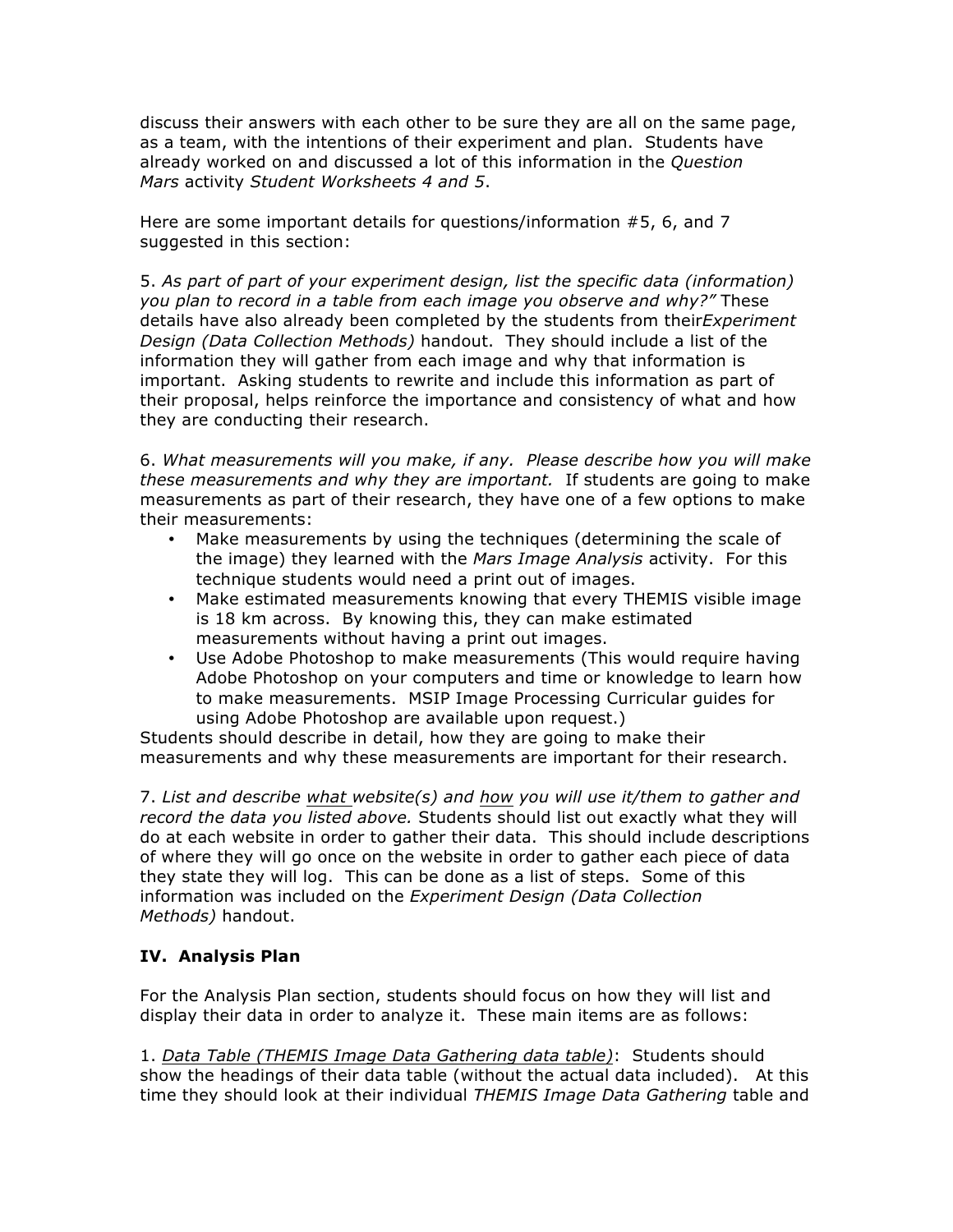discuss their answers with each other to be sure they are all on the same page, as a team, with the intentions of their experiment and plan. Students have already worked on and discussed a lot of this information in the *Question Mars* activity *Student Worksheets 4 and 5*.

Here are some important details for questions/information #5, 6, and 7 suggested in this section:

5. *As part of part of your experiment design, list the specific data (information) you plan to record in a table from each image you observe and why?"* These details have also already been completed by the students from their*Experiment Design (Data Collection Methods)* handout. They should include a list of the information they will gather from each image and why that information is important. Asking students to rewrite and include this information as part of their proposal, helps reinforce the importance and consistency of what and how they are conducting their research.

6. *What measurements will you make, if any. Please describe how you will make these measurements and why they are important.* If students are going to make measurements as part of their research, they have one of a few options to make their measurements:

- Make measurements by using the techniques (determining the scale of the image) they learned with the *Mars Image Analysis* activity. For this technique students would need a print out of images.
- Make estimated measurements knowing that every THEMIS visible image is 18 km across. By knowing this, they can make estimated measurements without having a print out images.
- Use Adobe Photoshop to make measurements (This would require having Adobe Photoshop on your computers and time or knowledge to learn how to make measurements. MSIP Image Processing Curricular guides for using Adobe Photoshop are available upon request.)

Students should describe in detail, how they are going to make their measurements and why these measurements are important for their research.

7. *List and describe <u>what</u> website(s) and <u>how</u> you will use it/them to gather and record the data you listed above.* Students should list out exactly what they will do at each website in order to gather their data. This should include descriptions of where they will go once on the website in order to gather each piece of data they state they will log. This can be done as a list of steps. Some of this information was included on the *Experiment Design (Data Collection Methods)* handout.

### IV. Analysis Plan

For the Analysis Plan section, students should focus on how they will list and display their data in order to analyze it. These main items are as follows:

1. <u>*Data Table (THEMIS Image Data Gathering data table)*</u>: Students should show the headings of their data table (without the actual data included). At this time they should look at their individual *THEMIS Image Data Gathering* table and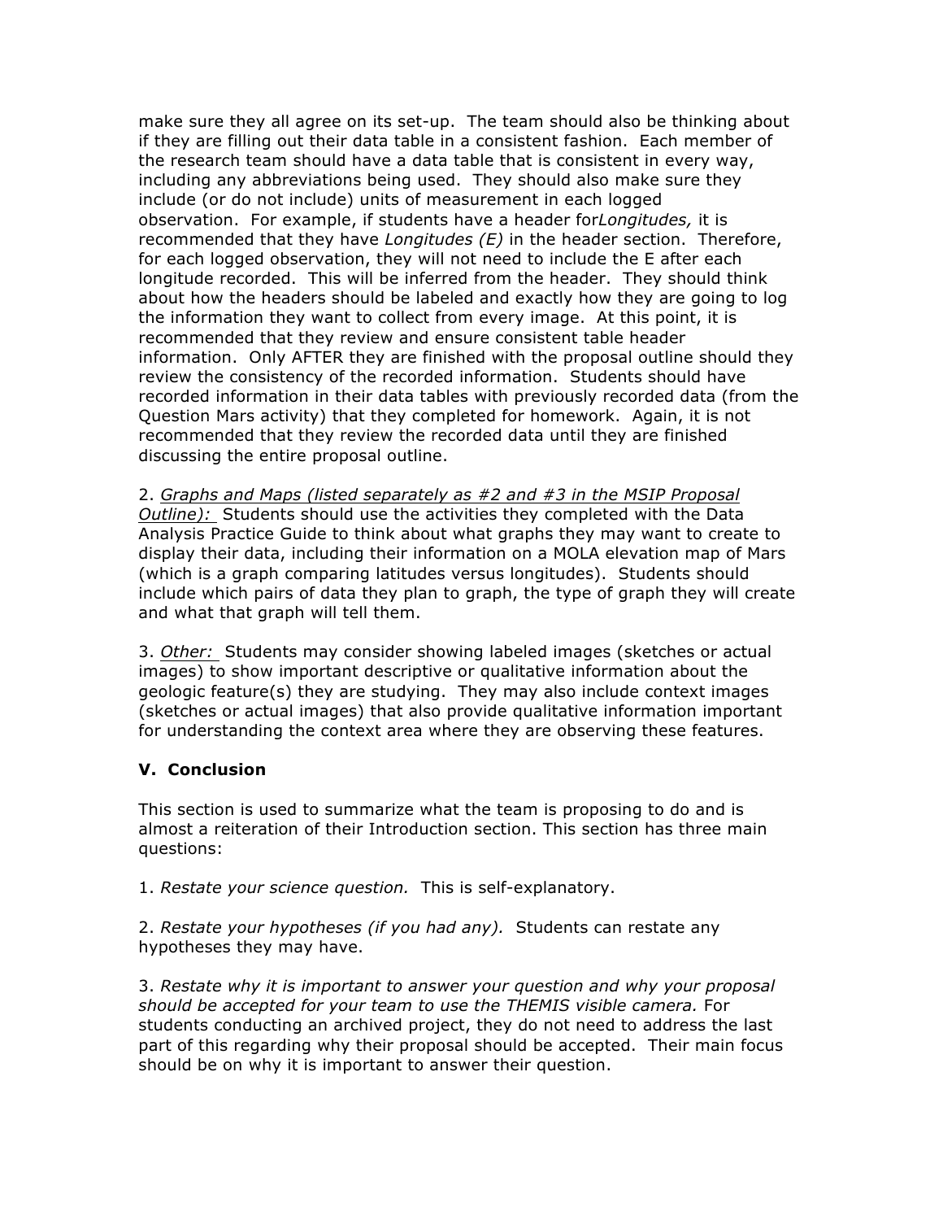make sure they all agree on its set-up. The team should also be thinking about if they are filling out their data table in a consistent fashion. Each member of the research team should have a data table that is consistent in every way, including any abbreviations being used. They should also make sure they include (or do not include) units of measurement in each logged observation. For example, if students have a header for*Longitudes,* it is recommended that they have *Longitudes (E)* in the header section. Therefore, for each logged observation, they will not need to include the E after each longitude recorded. This will be inferred from the header. They should think about how the headers should be labeled and exactly how they are going to log the information they want to collect from every image. At this point, it is recommended that they review and ensure consistent table header information. Only AFTER they are finished with the proposal outline should they review the consistency of the recorded information. Students should have recorded information in their data tables with previously recorded data (from the Question Mars activity) that they completed for homework. Again, it is not recommended that they review the recorded data until they are finished discussing the entire proposal outline.

2. <u>*Graphs and Maps (listed separately as #2 and #3 in the MSIP Proposal Outline):*</u> Students should use the activities they completed with the Data Analysis Practice Guide to think about what graphs they may want to create to display their data, including their information on a MOLA elevation map of Mars (which is a graph comparing latitudes versus longitudes). Students should include which pairs of data they plan to graph, the type of graph they will create and what that graph will tell them.

3. <u>*Other:*</u> Students may consider showing labeled images (sketches or actual images) to show important descriptive or qualitative information about the geologic feature(s) they are studying. They may also include context images (sketches or actual images) that also provide qualitative information important for understanding the context area where they are observing these features.

### V. Conclusion

This section is used to summarize what the team is proposing to do and is almost a reiteration of their Introduction section. This section has three main questions:

1. *Restate your science question.* This is self-explanatory.

2. *Restate your hypotheses (if you had any).* Students can restate any hypotheses they may have.

3. *Restate why it is important to answer your question and why your proposal should be accepted for your team to use the THEMIS visible camera.* For students conducting an archived project, they do not need to address the last part of this regarding why their proposal should be accepted. Their main focus should be on why it is important to answer their question.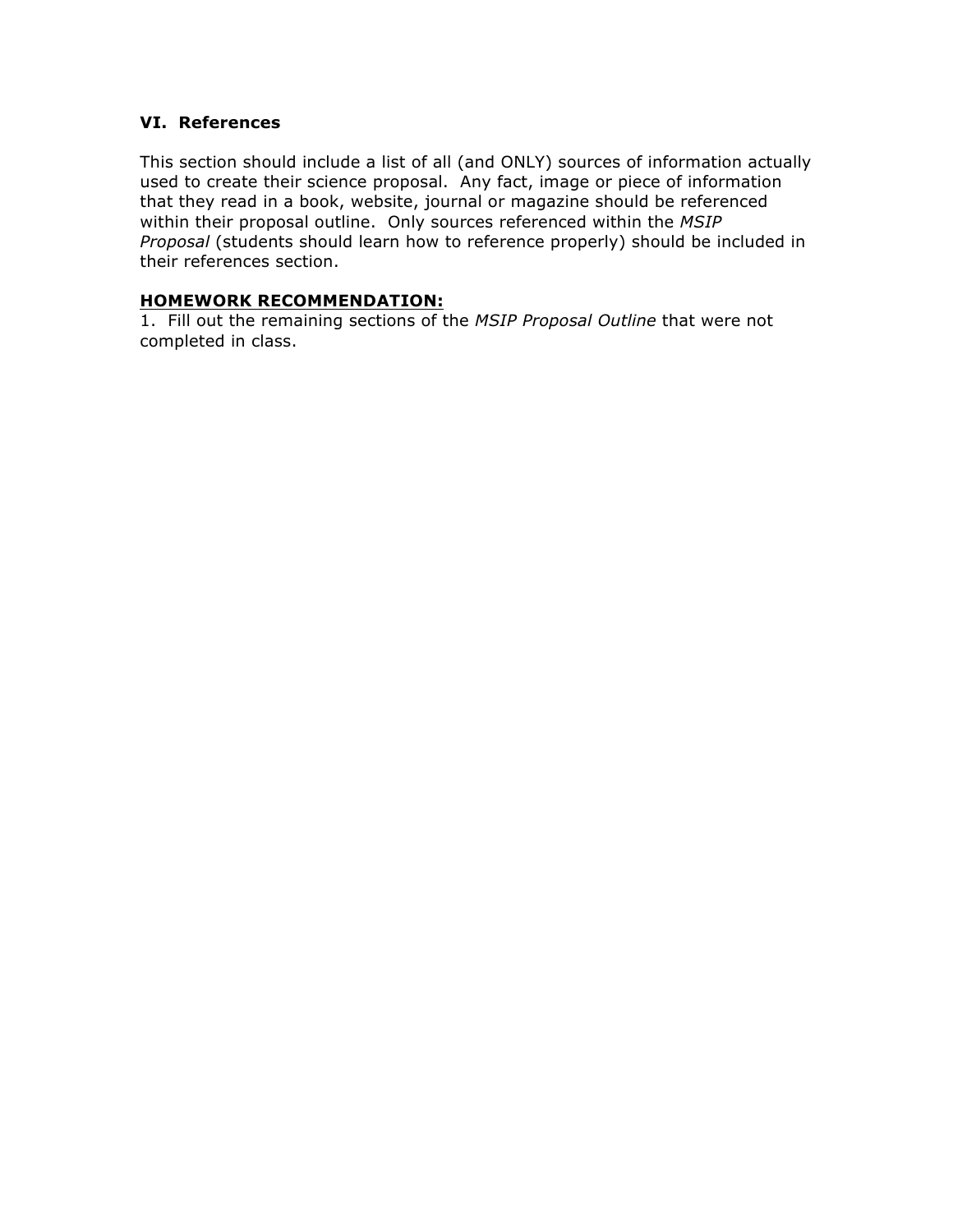## VI. References

This section should include a list of all (and ONLY) sources of information actually used to create their science proposal. Any fact, image or piece of information that they read in a book, website, journal or magazine should be referenced within their proposal outline. Only sources referenced within the *MSIP Proposal* (students should learn how to reference properly) should be included in their references section.

**HOMEWORK RECOMMENDATION:**

1. Fill out the remaining sections of the *MSIP Proposal Outline* that were not completed in class.